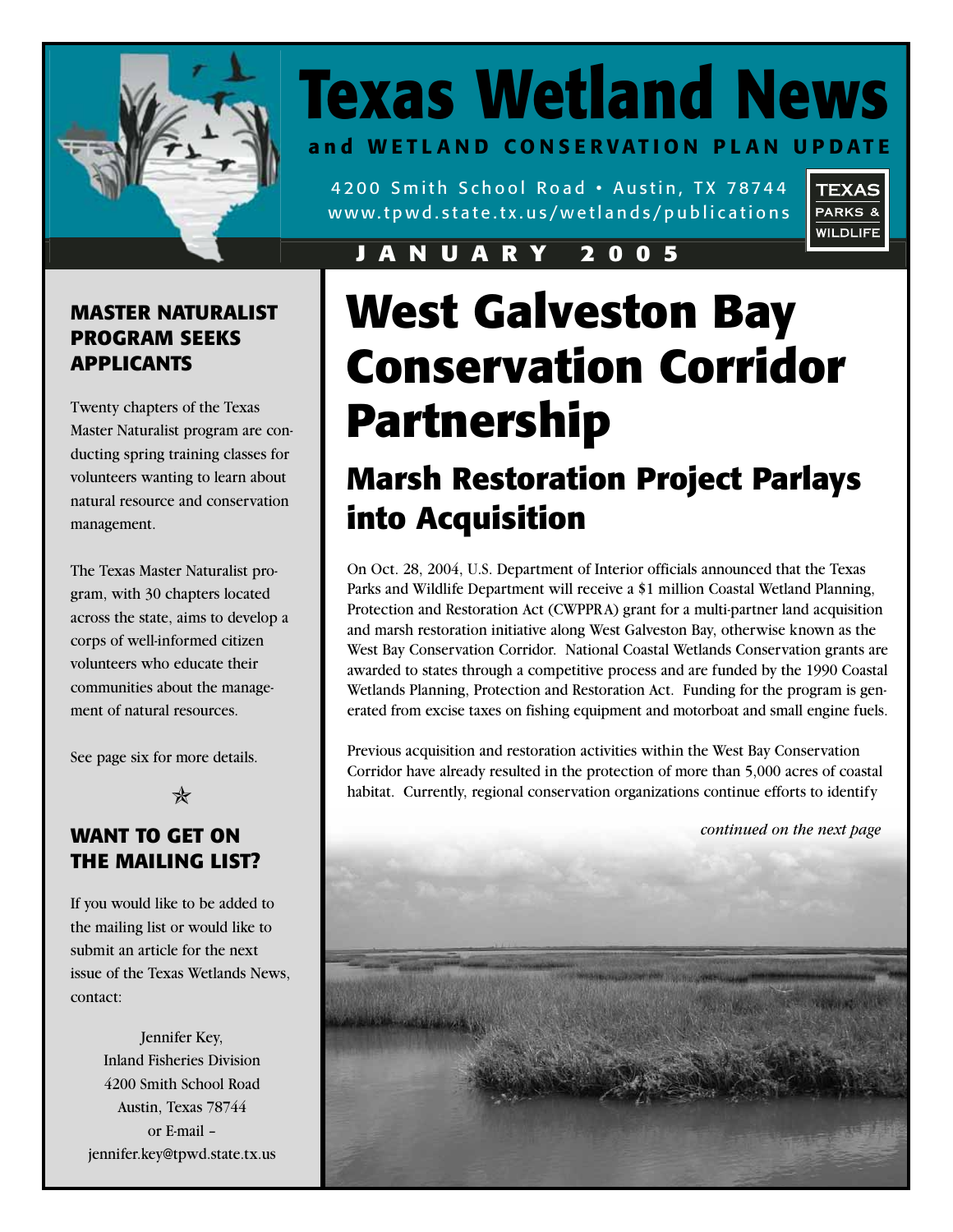# Texas Wetland News

**and WETLAND CONSERVATION PLAN UPDATE**

4200 Smith School Road • Austin, TX 78744
www.tpwd.state.tx.us/wetlands/publications

TEXAS PARKS & WILDLIFE

**JANUARY 2005**

## MASTER NATURALIST PROGRAM SEEKS APPLICANTS

Twenty chapters of the Texas Master Naturalist program are conducting spring training classes for volunteers wanting to learn about natural resource and conservation management.

The Texas Master Naturalist program, with 30 chapters located across the state, aims to develop a corps of well-informed citizen volunteers who educate their communities about the management of natural resources.

See page six for more details.

## WANT TO GET ON THE MAILING LIST?

If you would like to be added to the mailing list or would like to submit an article for the next issue of the Texas Wetlands News, contact:

Jennifer Key,
Inland Fisheries Division
4200 Smith School Road
Austin, Texas 78744
or E-mail –
jennifer.key@tpwd.state.tx.us

# West Galveston Bay Conservation Corridor Partnership

## Marsh Restoration Project Parlays into Acquisition

On Oct. 28, 2004, U.S. Department of Interior officials announced that the Texas Parks and Wildlife Department will receive a $1 million Coastal Wetland Planning, Protection and Restoration Act (CWPPRA) grant for a multi-partner land acquisition and marsh restoration initiative along West Galveston Bay, otherwise known as the West Bay Conservation Corridor. National Coastal Wetlands Conservation grants are awarded to states through a competitive process and are funded by the 1990 Coastal Wetlands Planning, Protection and Restoration Act. Funding for the program is generated from excise taxes on fishing equipment and motorboat and small engine fuels.

Previous acquisition and restoration activities within the West Bay Conservation Corridor have already resulted in the protection of more than 5,000 acres of coastal habitat. Currently, regional conservation organizations continue efforts to identify

*continued on the next page*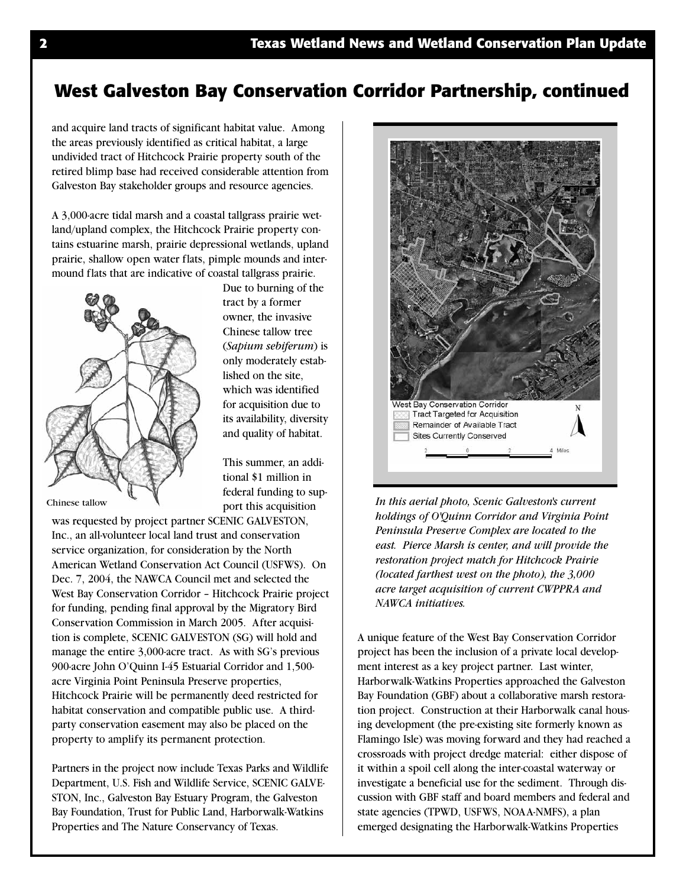## West Galveston Bay Conservation Corridor Partnership, continued

and acquire land tracts of significant habitat value. Among the areas previously identified as critical habitat, a large undivided tract of Hitchcock Prairie property south of the retired blimp base had received considerable attention from Galveston Bay stakeholder groups and resource agencies.

A 3,000-acre tidal marsh and a coastal tallgrass prairie wetland/upland complex, the Hitchcock Prairie property contains estuarine marsh, prairie depressional wetlands, upland prairie, shallow open water flats, pimple mounds and intermound flats that are indicative of coastal tallgrass prairie. Due to burning of the tract by a former owner, the invasive Chinese tallow tree (*Sapium sebiferum*) is only moderately established on the site, which was identified for acquisition due to its availability, diversity and quality of habitat.

Chinese tallow

This summer, an additional $1 million in federal funding to support this acquisition was requested by project partner SCENIC GALVESTON, Inc., an all-volunteer local land trust and conservation service organization, for consideration by the North American Wetland Conservation Act Council (USFWS). On Dec. 7, 2004, the NAWCA Council met and selected the West Bay Conservation Corridor – Hitchcock Prairie project for funding, pending final approval by the Migratory Bird Conservation Commission in March 2005. After acquisition is complete, SCENIC GALVESTON (SG) will hold and manage the entire 3,000-acre tract. As with SG's previous 900-acre John O'Quinn I-45 Estuarial Corridor and 1,500-acre Virginia Point Peninsula Preserve properties, Hitchcock Prairie will be permanently deed restricted for habitat conservation and compatible public use. A third-party conservation easement may also be placed on the property to amplify its permanent protection.

Partners in the project now include Texas Parks and Wildlife Department, U.S. Fish and Wildlife Service, SCENIC GALVESTON, Inc., Galveston Bay Estuary Program, the Galveston Bay Foundation, Trust for Public Land, Harborwalk-Watkins Properties and The Nature Conservancy of Texas.

West Bay Conservation Corridor
- Tract Targeted for Acquisition
- Remainder of Available Tract
- Sites Currently Conserved

*In this aerial photo, Scenic Galveston's current holdings of O'Quinn Corridor and Virginia Point Peninsula Preserve Complex are located to the east. Pierce Marsh is center, and will provide the restoration project match for Hitchcock Prairie (located farthest west on the photo), the 3,000 acre target acquisition of current CWPPRA and NAWCA initiatives.*

A unique feature of the West Bay Conservation Corridor project has been the inclusion of a private local development interest as a key project partner. Last winter, Harborwalk-Watkins Properties approached the Galveston Bay Foundation (GBF) about a collaborative marsh restoration project. Construction at their Harborwalk canal housing development (the pre-existing site formerly known as Flamingo Isle) was moving forward and they had reached a crossroads with project dredge material: either dispose of it within a spoil cell along the inter-coastal waterway or investigate a beneficial use for the sediment. Through discussion with GBF staff and board members and federal and state agencies (TPWD, USFWS, NOAA-NMFS), a plan emerged designating the Harborwalk-Watkins Properties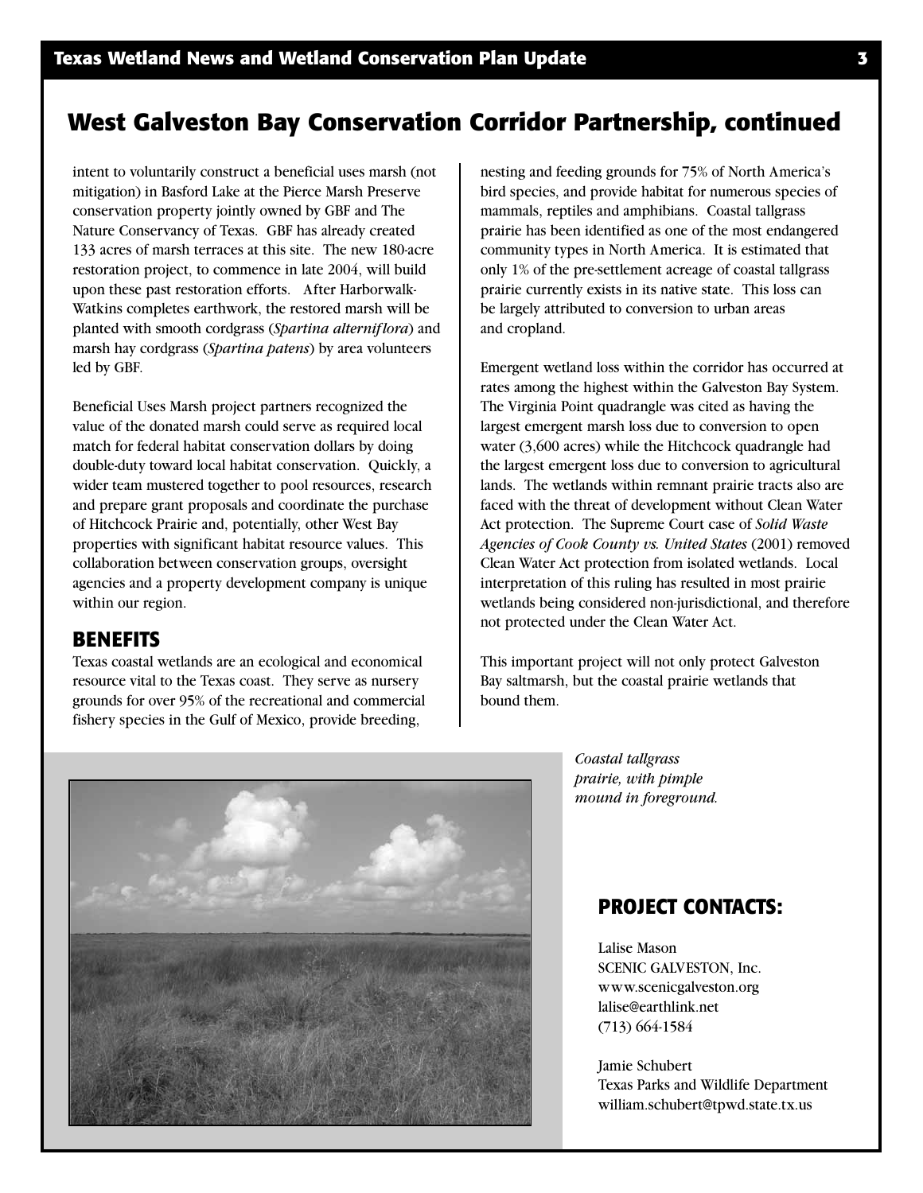## West Galveston Bay Conservation Corridor Partnership, continued

intent to voluntarily construct a beneficial uses marsh (not mitigation) in Basford Lake at the Pierce Marsh Preserve conservation property jointly owned by GBF and The Nature Conservancy of Texas. GBF has already created 133 acres of marsh terraces at this site. The new 180-acre restoration project, to commence in late 2004, will build upon these past restoration efforts. After Harborwalk-Watkins completes earthwork, the restored marsh will be planted with smooth cordgrass (*Spartina alterniflora*) and marsh hay cordgrass (*Spartina patens*) by area volunteers led by GBF.

Beneficial Uses Marsh project partners recognized the value of the donated marsh could serve as required local match for federal habitat conservation dollars by doing double-duty toward local habitat conservation. Quickly, a wider team mustered together to pool resources, research and prepare grant proposals and coordinate the purchase of Hitchcock Prairie and, potentially, other West Bay properties with significant habitat resource values. This collaboration between conservation groups, oversight agencies and a property development company is unique within our region.

### BENEFITS

Texas coastal wetlands are an ecological and economical resource vital to the Texas coast. They serve as nursery grounds for over 95% of the recreational and commercial fishery species in the Gulf of Mexico, provide breeding, nesting and feeding grounds for 75% of North America's bird species, and provide habitat for numerous species of mammals, reptiles and amphibians. Coastal tallgrass prairie has been identified as one of the most endangered community types in North America. It is estimated that only 1% of the pre-settlement acreage of coastal tallgrass prairie currently exists in its native state. This loss can be largely attributed to conversion to urban areas and cropland.

Emergent wetland loss within the corridor has occurred at rates among the highest within the Galveston Bay System. The Virginia Point quadrangle was cited as having the largest emergent marsh loss due to conversion to open water (3,600 acres) while the Hitchcock quadrangle had the largest emergent loss due to conversion to agricultural lands. The wetlands within remnant prairie tracts also are faced with the threat of development without Clean Water Act protection. The Supreme Court case of *Solid Waste Agencies of Cook County vs. United States* (2001) removed Clean Water Act protection from isolated wetlands. Local interpretation of this ruling has resulted in most prairie wetlands being considered non-jurisdictional, and therefore not protected under the Clean Water Act.

This important project will not only protect Galveston Bay saltmarsh, but the coastal prairie wetlands that bound them.

*Coastal tallgrass prairie, with pimple mound in foreground.*

### PROJECT CONTACTS:

Lalise Mason
SCENIC GALVESTON, Inc.
www.scenicgalveston.org
lalise@earthlink.net
(713) 664-1584

Jamie Schubert
Texas Parks and Wildlife Department
william.schubert@tpwd.state.tx.us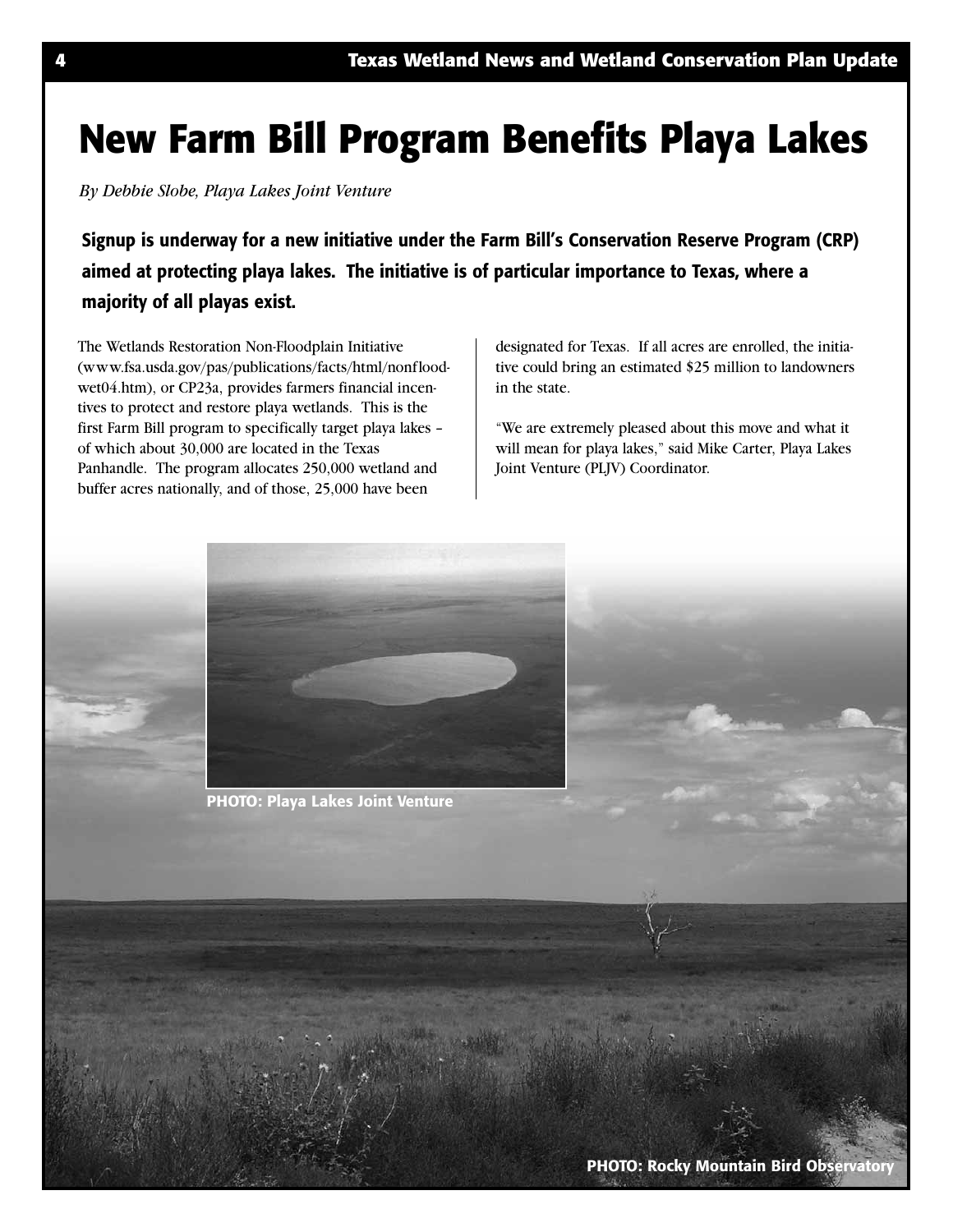# New Farm Bill Program Benefits Playa Lakes

*By Debbie Slobe, Playa Lakes Joint Venture*

**Signup is underway for a new initiative under the Farm Bill's Conservation Reserve Program (CRP) aimed at protecting playa lakes. The initiative is of particular importance to Texas, where a majority of all playas exist.**

The Wetlands Restoration Non-Floodplain Initiative (www.fsa.usda.gov/pas/publications/facts/html/nonfloodwet04.htm), or CP23a, provides farmers financial incentives to protect and restore playa wetlands. This is the first Farm Bill program to specifically target playa lakes – of which about 30,000 are located in the Texas Panhandle. The program allocates 250,000 wetland and buffer acres nationally, and of those, 25,000 have been designated for Texas. If all acres are enrolled, the initiative could bring an estimated $25 million to landowners in the state.

"We are extremely pleased about this move and what it will mean for playa lakes," said Mike Carter, Playa Lakes Joint Venture (PLJV) Coordinator.

PHOTO: Playa Lakes Joint Venture

PHOTO: Rocky Mountain Bird Observatory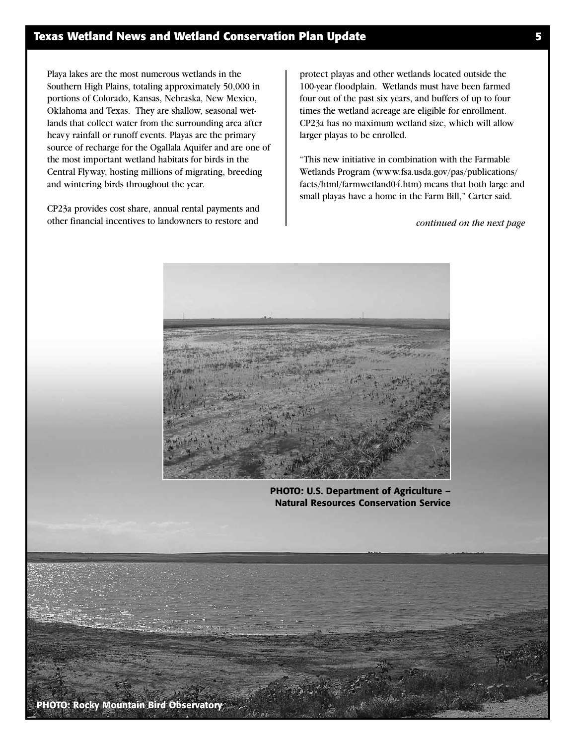Playa lakes are the most numerous wetlands in the Southern High Plains, totaling approximately 50,000 in portions of Colorado, Kansas, Nebraska, New Mexico, Oklahoma and Texas. They are shallow, seasonal wetlands that collect water from the surrounding area after heavy rainfall or runoff events. Playas are the primary source of recharge for the Ogallala Aquifer and are one of the most important wetland habitats for birds in the Central Flyway, hosting millions of migrating, breeding and wintering birds throughout the year.

CP23a provides cost share, annual rental payments and other financial incentives to landowners to restore and protect playas and other wetlands located outside the 100-year floodplain. Wetlands must have been farmed four out of the past six years, and buffers of up to four times the wetland acreage are eligible for enrollment. CP23a has no maximum wetland size, which will allow larger playas to be enrolled.

"This new initiative in combination with the Farmable Wetlands Program (www.fsa.usda.gov/pas/publications/facts/html/farmwetland04.htm) means that both large and small playas have a home in the Farm Bill," Carter said.

*continued on the next page*

**PHOTO: U.S. Department of Agriculture – Natural Resources Conservation Service**

**PHOTO: Rocky Mountain Bird Observatory**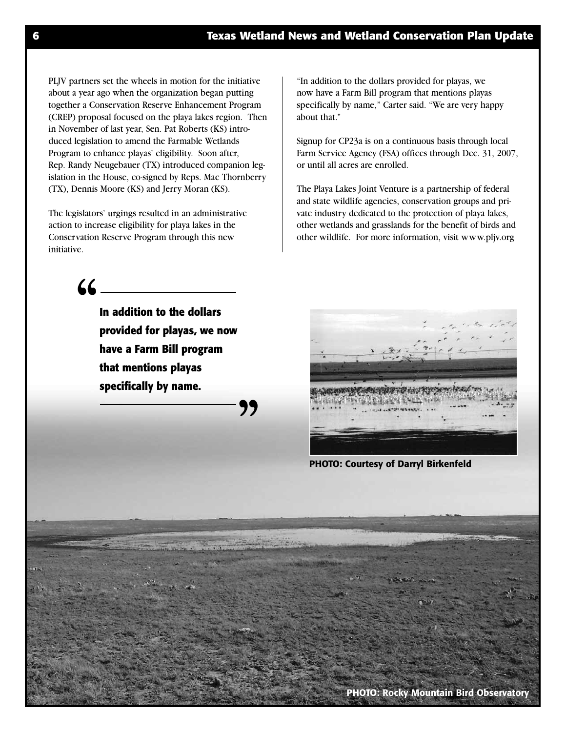PLJV partners set the wheels in motion for the initiative about a year ago when the organization began putting together a Conservation Reserve Enhancement Program (CREP) proposal focused on the playa lakes region. Then in November of last year, Sen. Pat Roberts (KS) introduced legislation to amend the Farmable Wetlands Program to enhance playas' eligibility. Soon after, Rep. Randy Neugebauer (TX) introduced companion legislation in the House, co-signed by Reps. Mac Thornberry (TX), Dennis Moore (KS) and Jerry Moran (KS).

The legislators' urgings resulted in an administrative action to increase eligibility for playa lakes in the Conservation Reserve Program through this new initiative.

"In addition to the dollars provided for playas, we now have a Farm Bill program that mentions playas specifically by name," Carter said. "We are very happy about that."

Signup for CP23a is on a continuous basis through local Farm Service Agency (FSA) offices through Dec. 31, 2007, or until all acres are enrolled.

The Playa Lakes Joint Venture is a partnership of federal and state wildlife agencies, conservation groups and private industry dedicated to the protection of playa lakes, other wetlands and grasslands for the benefit of birds and other wildlife. For more information, visit www.pljv.org

> **"In addition to the dollars provided for playas, we now have a Farm Bill program that mentions playas specifically by name."**

**PHOTO: Courtesy of Darryl Birkenfeld**

**PHOTO: Rocky Mountain Bird Observatory**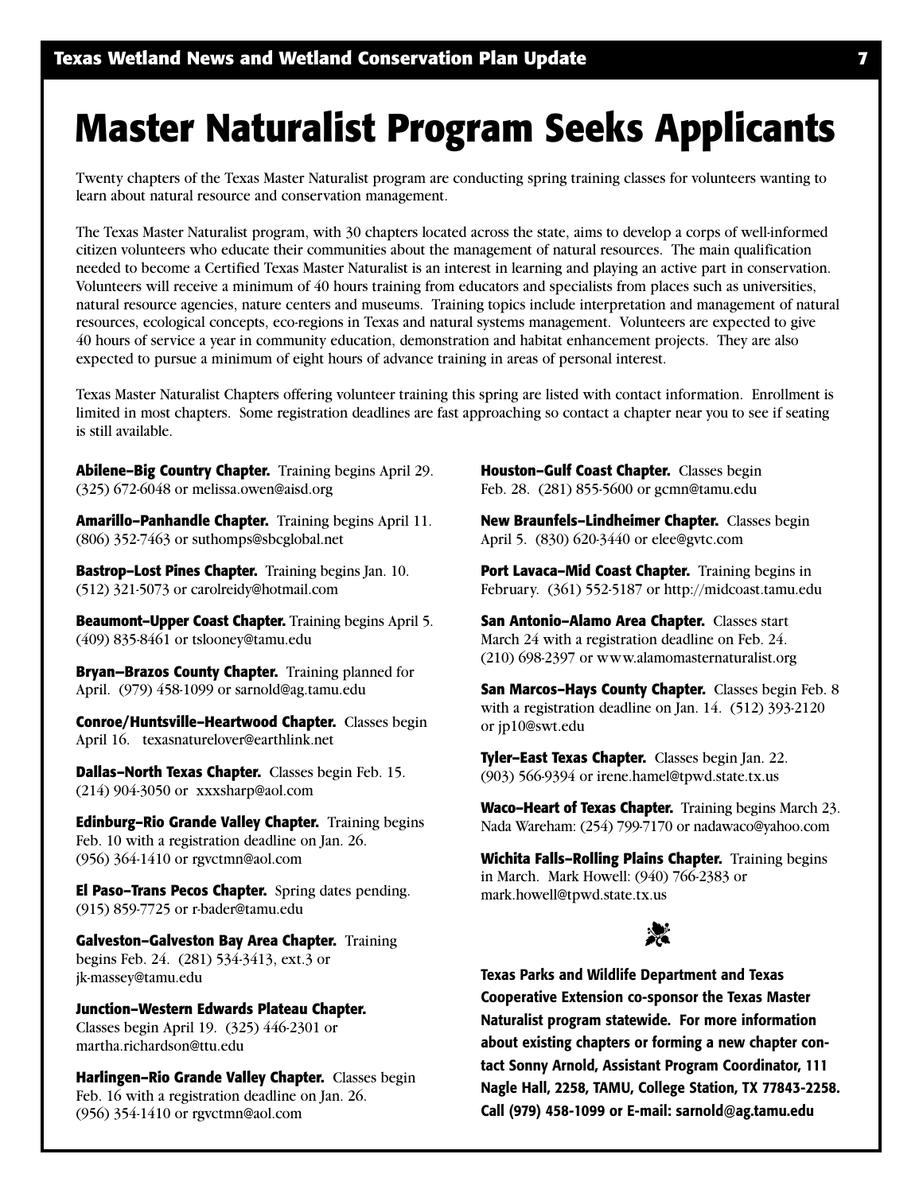# Master Naturalist Program Seeks Applicants

Twenty chapters of the Texas Master Naturalist program are conducting spring training classes for volunteers wanting to learn about natural resource and conservation management.

The Texas Master Naturalist program, with 30 chapters located across the state, aims to develop a corps of well-informed citizen volunteers who educate their communities about the management of natural resources. The main qualification needed to become a Certified Texas Master Naturalist is an interest in learning and playing an active part in conservation. Volunteers will receive a minimum of 40 hours training from educators and specialists from places such as universities, natural resource agencies, nature centers and museums. Training topics include interpretation and management of natural resources, ecological concepts, eco-regions in Texas and natural systems management. Volunteers are expected to give 40 hours of service a year in community education, demonstration and habitat enhancement projects. They are also expected to pursue a minimum of eight hours of advance training in areas of personal interest.

Texas Master Naturalist Chapters offering volunteer training this spring are listed with contact information. Enrollment is limited in most chapters. Some registration deadlines are fast approaching so contact a chapter near you to see if seating is still available.

**Abilene–Big Country Chapter.** Training begins April 29. (325) 672-6048 or melissa.owen@aisd.org

**Amarillo–Panhandle Chapter.** Training begins April 11. (806) 352-7463 or suthomps@sbcglobal.net

**Bastrop–Lost Pines Chapter.** Training begins Jan. 10. (512) 321-5073 or carolreidy@hotmail.com

**Beaumont–Upper Coast Chapter.** Training begins April 5. (409) 835-8461 or tslooney@tamu.edu

**Bryan–Brazos County Chapter.** Training planned for April. (979) 458-1099 or sarnold@ag.tamu.edu

**Conroe/Huntsville–Heartwood Chapter.** Classes begin April 16. texasnaturelover@earthlink.net

**Dallas–North Texas Chapter.** Classes begin Feb. 15. (214) 904-3050 or xxxsharp@aol.com

**Edinburg–Rio Grande Valley Chapter.** Training begins Feb. 10 with a registration deadline on Jan. 26. (956) 364-1410 or rgvctmn@aol.com

**El Paso–Trans Pecos Chapter.** Spring dates pending. (915) 859-7725 or r-bader@tamu.edu

**Galveston–Galveston Bay Area Chapter.** Training begins Feb. 24. (281) 534-3413, ext.3 or jk-massey@tamu.edu

**Junction–Western Edwards Plateau Chapter.** Classes begin April 19. (325) 446-2301 or martha.richardson@ttu.edu

**Harlingen–Rio Grande Valley Chapter.** Classes begin Feb. 16 with a registration deadline on Jan. 26. (956) 354-1410 or rgvctmn@aol.com

**Houston–Gulf Coast Chapter.** Classes begin Feb. 28. (281) 855-5600 or gcmn@tamu.edu

**New Braunfels–Lindheimer Chapter.** Classes begin April 5. (830) 620-3440 or elee@gvtc.com

**Port Lavaca–Mid Coast Chapter.** Training begins in February. (361) 552-5187 or http://midcoast.tamu.edu

**San Antonio–Alamo Area Chapter.** Classes start March 24 with a registration deadline on Feb. 24. (210) 698-2397 or www.alamomasternaturalist.org

**San Marcos–Hays County Chapter.** Classes begin Feb. 8 with a registration deadline on Jan. 14. (512) 393-2120 or jp10@swt.edu

**Tyler–East Texas Chapter.** Classes begin Jan. 22. (903) 566-9394 or irene.hamel@tpwd.state.tx.us

**Waco–Heart of Texas Chapter.** Training begins March 23. Nada Wareham: (254) 799-7170 or nadawaco@yahoo.com

**Wichita Falls–Rolling Plains Chapter.** Training begins in March. Mark Howell: (940) 766-2383 or mark.howell@tpwd.state.tx.us

**Texas Parks and Wildlife Department and Texas Cooperative Extension co-sponsor the Texas Master Naturalist program statewide. For more information about existing chapters or forming a new chapter contact Sonny Arnold, Assistant Program Coordinator, 111 Nagle Hall, 2258, TAMU, College Station, TX 77843-2258. Call (979) 458-1099 or E-mail: sarnold@ag.tamu.edu**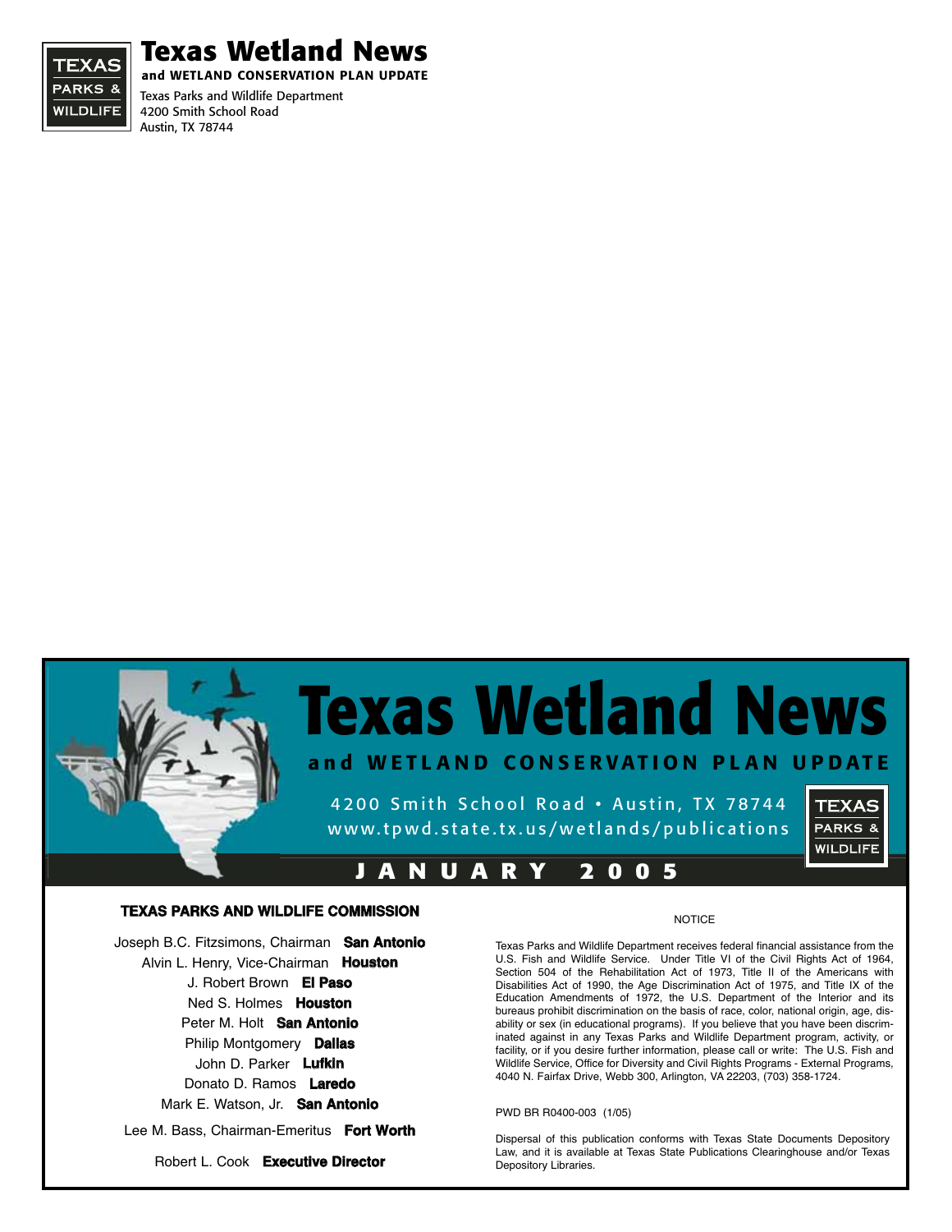# Texas Wetland News

**and WETLAND CONSERVATION PLAN UPDATE**

Texas Parks and Wildlife Department
4200 Smith School Road
Austin, TX 78744

# Texas Wetland News

## and WETLAND CONSERVATION PLAN UPDATE

4200 Smith School Road • Austin, TX 78744
www.tpwd.state.tx.us/wetlands/publications

**JANUARY 2005**

### TEXAS PARKS AND WILDLIFE COMMISSION

Joseph B.C. Fitzsimons, Chairman **San Antonio**
Alvin L. Henry, Vice-Chairman **Houston**
J. Robert Brown **El Paso**
Ned S. Holmes **Houston**
Peter M. Holt **San Antonio**
Philip Montgomery **Dallas**
John D. Parker **Lufkin**
Donato D. Ramos **Laredo**
Mark E. Watson, Jr. **San Antonio**

Lee M. Bass, Chairman-Emeritus **Fort Worth**

Robert L. Cook **Executive Director**

NOTICE

Texas Parks and Wildlife Department receives federal financial assistance from the U.S. Fish and Wildlife Service. Under Title VI of the Civil Rights Act of 1964, Section 504 of the Rehabilitation Act of 1973, Title II of the Americans with Disabilities Act of 1990, the Age Discrimination Act of 1975, and Title IX of the Education Amendments of 1972, the U.S. Department of the Interior and its bureaus prohibit discrimination on the basis of race, color, national origin, age, disability or sex (in educational programs). If you believe that you have been discriminated against in any Texas Parks and Wildlife Department program, activity, or facility, or if you desire further information, please call or write: The U.S. Fish and Wildlife Service, Office for Diversity and Civil Rights Programs - External Programs, 4040 N. Fairfax Drive, Webb 300, Arlington, VA 22203, (703) 358-1724.

PWD BR R0400-003 (1/05)

Dispersal of this publication conforms with Texas State Documents Depository Law, and it is available at Texas State Publications Clearinghouse and/or Texas Depository Libraries.